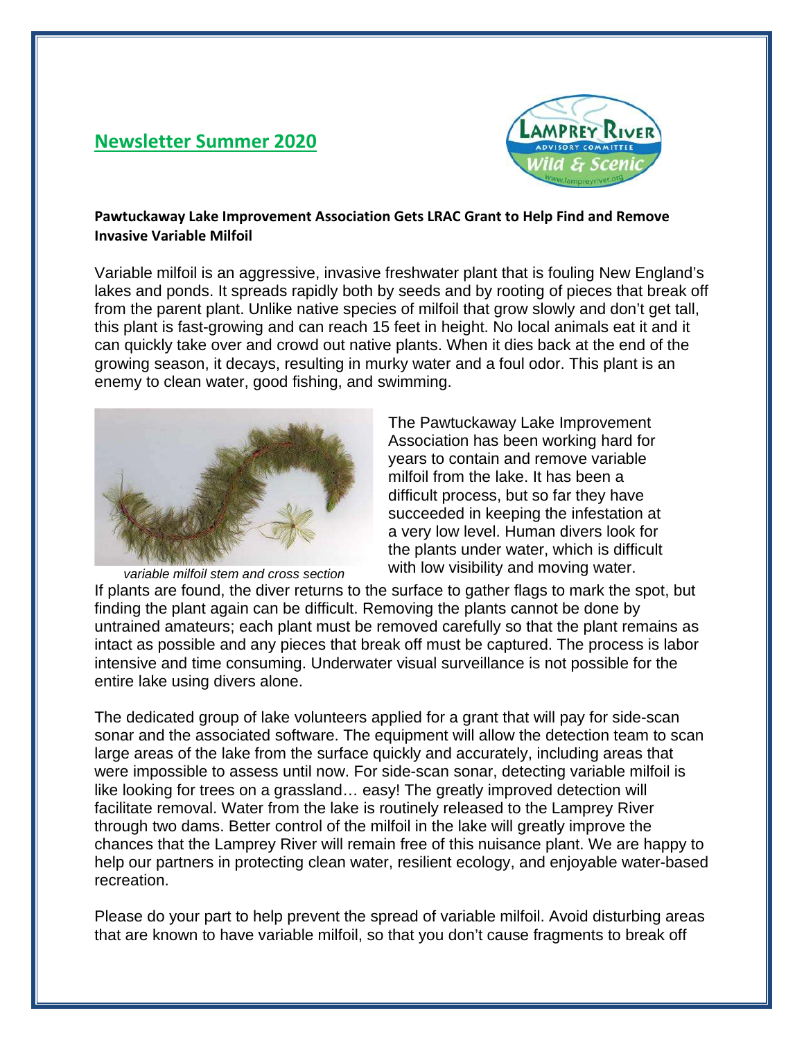## Newsletter Summer 2020

**Pawtuckaway Lake Improvement Association Gets LRAC Grant to Help Find and Remove Invasive Variable Milfoil**

Variable milfoil is an aggressive, invasive freshwater plant that is fouling New England's lakes and ponds. It spreads rapidly both by seeds and by rooting of pieces that break off from the parent plant. Unlike native species of milfoil that grow slowly and don't get tall, this plant is fast-growing and can reach 15 feet in height. No local animals eat it and it can quickly take over and crowd out native plants. When it dies back at the end of the growing season, it decays, resulting in murky water and a foul odor. This plant is an enemy to clean water, good fishing, and swimming.

*variable milfoil stem and cross section*

The Pawtuckaway Lake Improvement Association has been working hard for years to contain and remove variable milfoil from the lake. It has been a difficult process, but so far they have succeeded in keeping the infestation at a very low level. Human divers look for the plants under water, which is difficult with low visibility and moving water. If plants are found, the diver returns to the surface to gather flags to mark the spot, but finding the plant again can be difficult. Removing the plants cannot be done by untrained amateurs; each plant must be removed carefully so that the plant remains as intact as possible and any pieces that break off must be captured. The process is labor intensive and time consuming. Underwater visual surveillance is not possible for the entire lake using divers alone.

The dedicated group of lake volunteers applied for a grant that will pay for side-scan sonar and the associated software. The equipment will allow the detection team to scan large areas of the lake from the surface quickly and accurately, including areas that were impossible to assess until now. For side-scan sonar, detecting variable milfoil is like looking for trees on a grassland… easy! The greatly improved detection will facilitate removal. Water from the lake is routinely released to the Lamprey River through two dams. Better control of the milfoil in the lake will greatly improve the chances that the Lamprey River will remain free of this nuisance plant. We are happy to help our partners in protecting clean water, resilient ecology, and enjoyable water-based recreation.

Please do your part to help prevent the spread of variable milfoil. Avoid disturbing areas that are known to have variable milfoil, so that you don't cause fragments to break off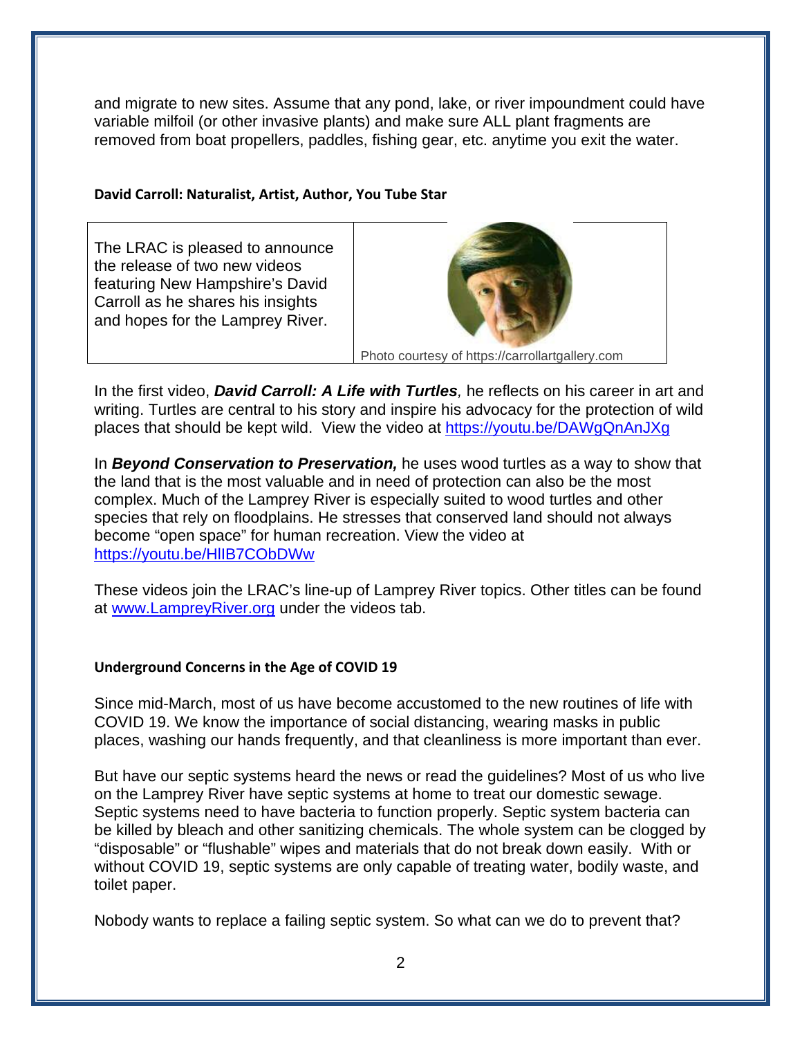and migrate to new sites. Assume that any pond, lake, or river impoundment could have variable milfoil (or other invasive plants) and make sure ALL plant fragments are removed from boat propellers, paddles, fishing gear, etc. anytime you exit the water.

**David Carroll: Naturalist, Artist, Author, You Tube Star**

The LRAC is pleased to announce the release of two new videos featuring New Hampshire's David Carroll as he shares his insights and hopes for the Lamprey River.

Photo courtesy of https://carrollartgallery.com

In the first video, ***David Carroll: A Life with Turtles***, he reflects on his career in art and writing. Turtles are central to his story and inspire his advocacy for the protection of wild places that should be kept wild. View the video at https://youtu.be/DAWgQnAnJXg

In ***Beyond Conservation to Preservation,*** he uses wood turtles as a way to show that the land that is the most valuable and in need of protection can also be the most complex. Much of the Lamprey River is especially suited to wood turtles and other species that rely on floodplains. He stresses that conserved land should not always become "open space" for human recreation. View the video at https://youtu.be/HlIB7CObDWw

These videos join the LRAC's line-up of Lamprey River topics. Other titles can be found at www.LampreyRiver.org under the videos tab.

**Underground Concerns in the Age of COVID 19**

Since mid-March, most of us have become accustomed to the new routines of life with COVID 19. We know the importance of social distancing, wearing masks in public places, washing our hands frequently, and that cleanliness is more important than ever.

But have our septic systems heard the news or read the guidelines? Most of us who live on the Lamprey River have septic systems at home to treat our domestic sewage. Septic systems need to have bacteria to function properly. Septic system bacteria can be killed by bleach and other sanitizing chemicals. The whole system can be clogged by "disposable" or "flushable" wipes and materials that do not break down easily. With or without COVID 19, septic systems are only capable of treating water, bodily waste, and toilet paper.

Nobody wants to replace a failing septic system. So what can we do to prevent that?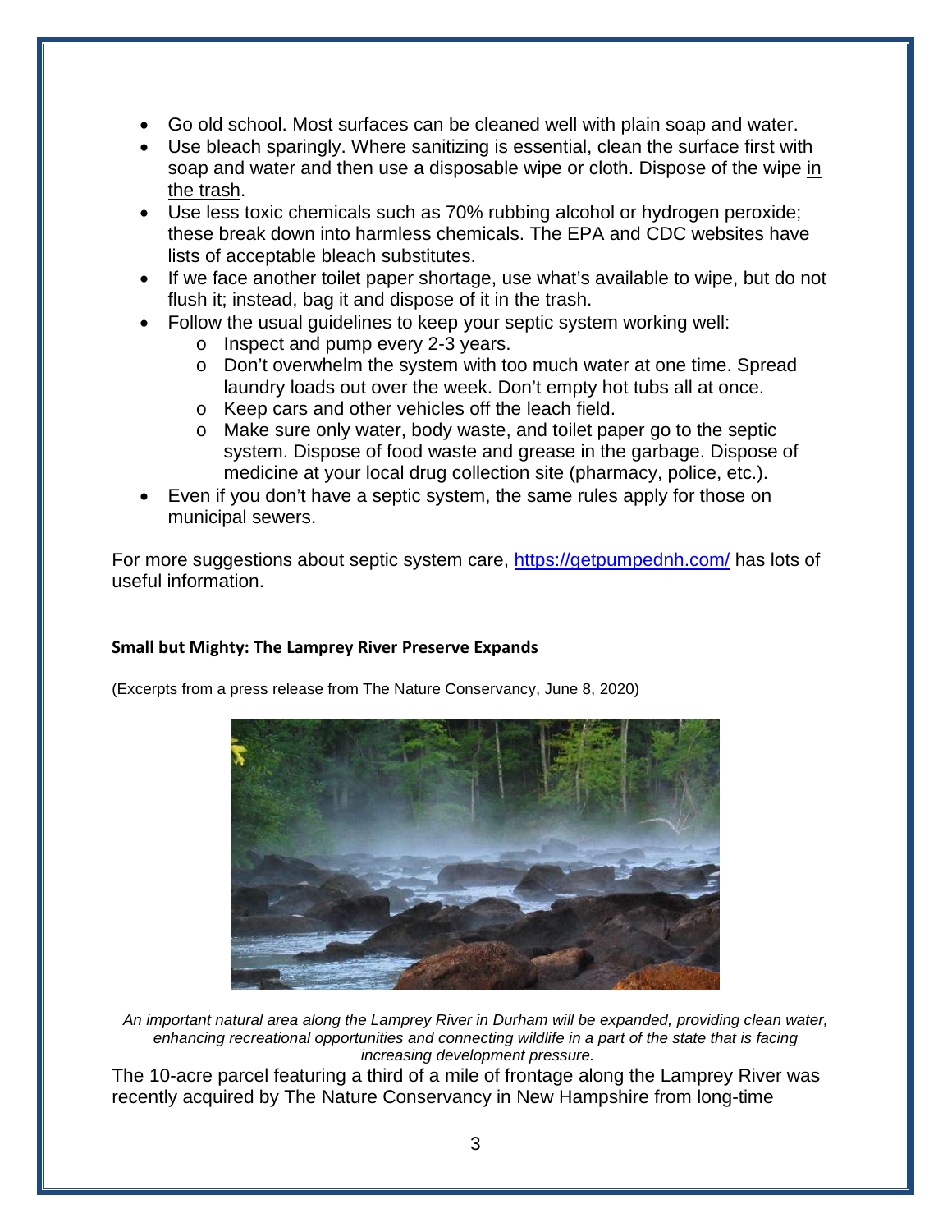- Go old school. Most surfaces can be cleaned well with plain soap and water.
- Use bleach sparingly. Where sanitizing is essential, clean the surface first with soap and water and then use a disposable wipe or cloth. Dispose of the wipe in the trash.
- Use less toxic chemicals such as 70% rubbing alcohol or hydrogen peroxide; these break down into harmless chemicals. The EPA and CDC websites have lists of acceptable bleach substitutes.
- If we face another toilet paper shortage, use what's available to wipe, but do not flush it; instead, bag it and dispose of it in the trash.
- Follow the usual guidelines to keep your septic system working well:
  - Inspect and pump every 2-3 years.
  - Don't overwhelm the system with too much water at one time. Spread laundry loads out over the week. Don't empty hot tubs all at once.
  - Keep cars and other vehicles off the leach field.
  - Make sure only water, body waste, and toilet paper go to the septic system. Dispose of food waste and grease in the garbage. Dispose of medicine at your local drug collection site (pharmacy, police, etc.).
- Even if you don't have a septic system, the same rules apply for those on municipal sewers.

For more suggestions about septic system care, https://getpumpednh.com/ has lots of useful information.

**Small but Mighty: The Lamprey River Preserve Expands**

(Excerpts from a press release from The Nature Conservancy, June 8, 2020)

*An important natural area along the Lamprey River in Durham will be expanded, providing clean water, enhancing recreational opportunities and connecting wildlife in a part of the state that is facing increasing development pressure.*

The 10-acre parcel featuring a third of a mile of frontage along the Lamprey River was recently acquired by The Nature Conservancy in New Hampshire from long-time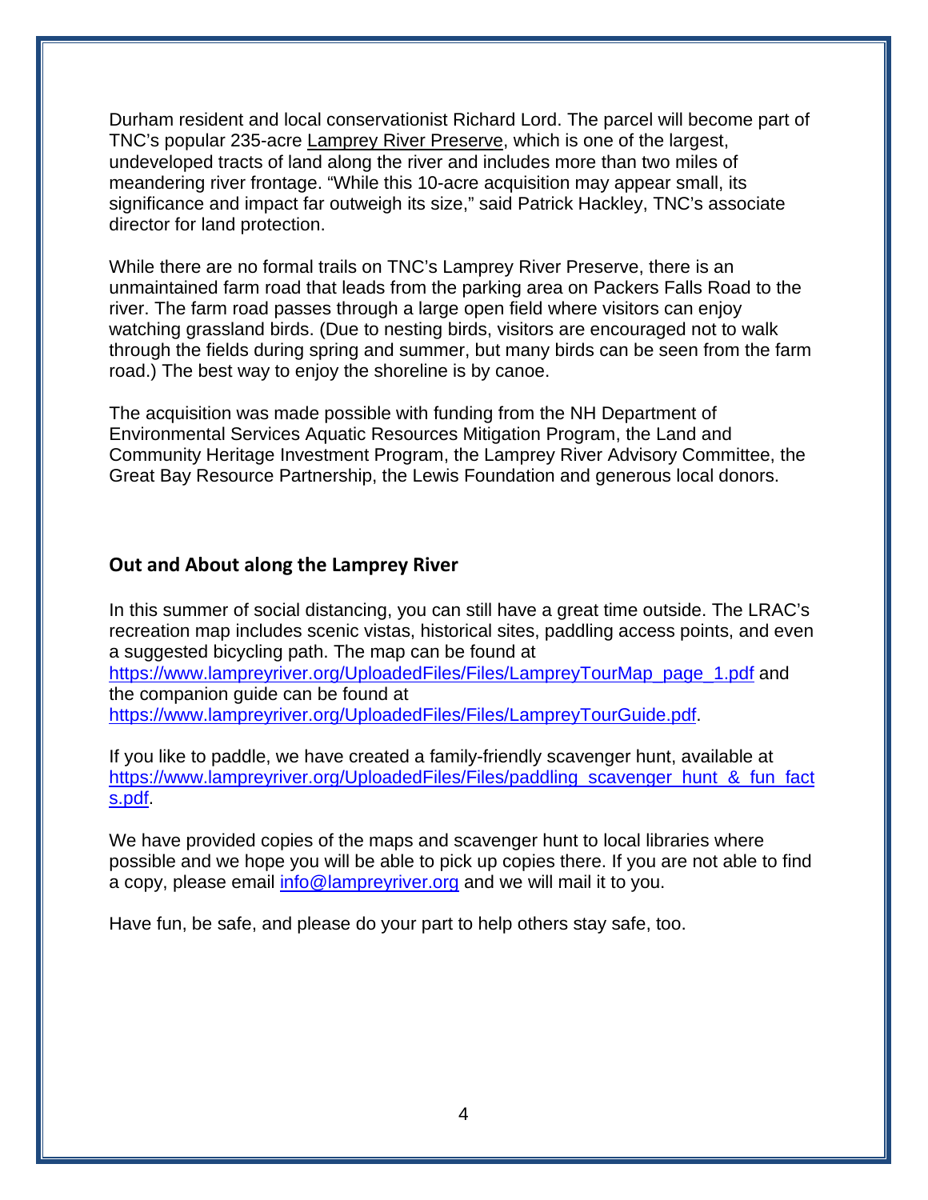Durham resident and local conservationist Richard Lord. The parcel will become part of TNC's popular 235-acre Lamprey River Preserve, which is one of the largest, undeveloped tracts of land along the river and includes more than two miles of meandering river frontage. "While this 10-acre acquisition may appear small, its significance and impact far outweigh its size," said Patrick Hackley, TNC's associate director for land protection.

While there are no formal trails on TNC's Lamprey River Preserve, there is an unmaintained farm road that leads from the parking area on Packers Falls Road to the river. The farm road passes through a large open field where visitors can enjoy watching grassland birds. (Due to nesting birds, visitors are encouraged not to walk through the fields during spring and summer, but many birds can be seen from the farm road.) The best way to enjoy the shoreline is by canoe.

The acquisition was made possible with funding from the NH Department of Environmental Services Aquatic Resources Mitigation Program, the Land and Community Heritage Investment Program, the Lamprey River Advisory Committee, the Great Bay Resource Partnership, the Lewis Foundation and generous local donors.

## Out and About along the Lamprey River

In this summer of social distancing, you can still have a great time outside. The LRAC's recreation map includes scenic vistas, historical sites, paddling access points, and even a suggested bicycling path. The map can be found at https://www.lampreyriver.org/UploadedFiles/Files/LampreyTourMap_page_1.pdf and the companion guide can be found at https://www.lampreyriver.org/UploadedFiles/Files/LampreyTourGuide.pdf.

If you like to paddle, we have created a family-friendly scavenger hunt, available at https://www.lampreyriver.org/UploadedFiles/Files/paddling_scavenger_hunt_&_fun_facts.pdf.

We have provided copies of the maps and scavenger hunt to local libraries where possible and we hope you will be able to pick up copies there. If you are not able to find a copy, please email info@lampreyriver.org and we will mail it to you.

Have fun, be safe, and please do your part to help others stay safe, too.